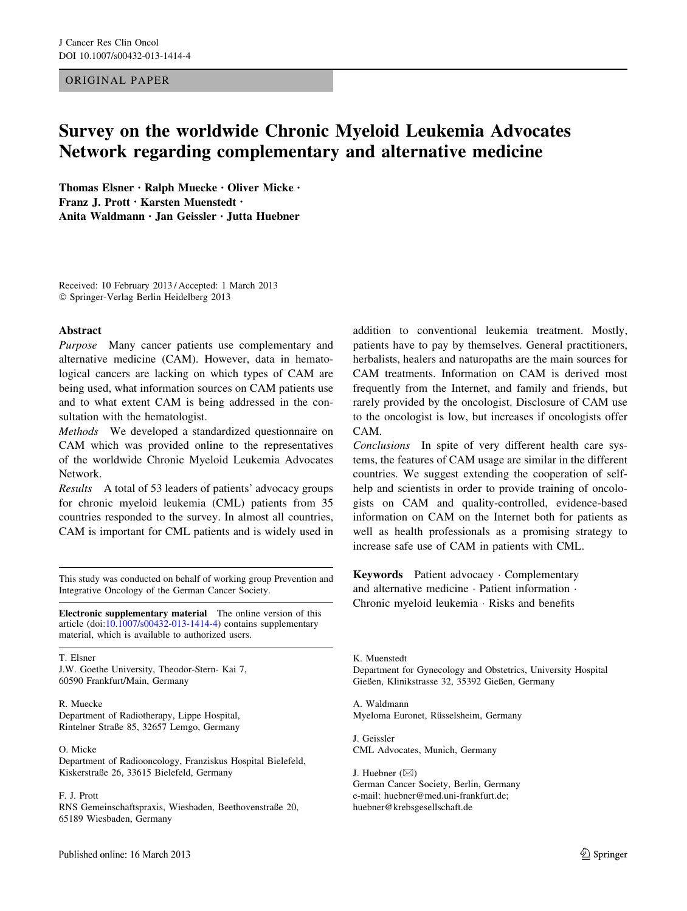ORIGINAL PAPER

# Survey on the worldwide Chronic Myeloid Leukemia Advocates Network regarding complementary and alternative medicine

**Thomas Elsner · Ralph Muecke · Oliver Micke · Franz J. Prott · Karsten Muenstedt · Anita Waldmann · Jan Geissler · Jutta Huebner**

Received: 10 February 2013 / Accepted: 1 March 2013
© Springer-Verlag Berlin Heidelberg 2013

## Abstract

*Purpose* Many cancer patients use complementary and alternative medicine (CAM). However, data in hematological cancers are lacking on which types of CAM are being used, what information sources on CAM patients use and to what extent CAM is being addressed in the consultation with the hematologist.

*Methods* We developed a standardized questionnaire on CAM which was provided online to the representatives of the worldwide Chronic Myeloid Leukemia Advocates Network.

*Results* A total of 53 leaders of patients' advocacy groups for chronic myeloid leukemia (CML) patients from 35 countries responded to the survey. In almost all countries, CAM is important for CML patients and is widely used in addition to conventional leukemia treatment. Mostly, patients have to pay by themselves. General practitioners, herbalists, healers and naturopaths are the main sources for CAM treatments. Information on CAM is derived most frequently from the Internet, and family and friends, but rarely provided by the oncologist. Disclosure of CAM use to the oncologist is low, but increases if oncologists offer CAM.

*Conclusions* In spite of very different health care systems, the features of CAM usage are similar in the different countries. We suggest extending the cooperation of self-help and scientists in order to provide training of oncologists on CAM and quality-controlled, evidence-based information on CAM on the Internet both for patients as well as health professionals as a promising strategy to increase safe use of CAM in patients with CML.

**Keywords** Patient advocacy · Complementary and alternative medicine · Patient information · Chronic myeloid leukemia · Risks and benefits

This study was conducted on behalf of working group Prevention and Integrative Oncology of the German Cancer Society.

**Electronic supplementary material** The online version of this article (doi:10.1007/s00432-013-1414-4) contains supplementary material, which is available to authorized users.

T. Elsner
J.W. Goethe University, Theodor-Stern- Kai 7, 60590 Frankfurt/Main, Germany

R. Muecke
Department of Radiotherapy, Lippe Hospital, Rintelner Straße 85, 32657 Lemgo, Germany

O. Micke
Department of Radiooncology, Franziskus Hospital Bielefeld, Kiskerstraße 26, 33615 Bielefeld, Germany

F. J. Prott
RNS Gemeinschaftspraxis, Wiesbaden, Beethovenstraße 20, 65189 Wiesbaden, Germany

K. Muenstedt
Department for Gynecology and Obstetrics, University Hospital Gießen, Klinikstrasse 32, 35392 Gießen, Germany

A. Waldmann
Myeloma Euronet, Rüsselsheim, Germany

J. Geissler
CML Advocates, Munich, Germany

J. Huebner (✉)
German Cancer Society, Berlin, Germany
e-mail: huebner@med.uni-frankfurt.de; huebner@krebsgesellschaft.de

Published online: 16 March 2013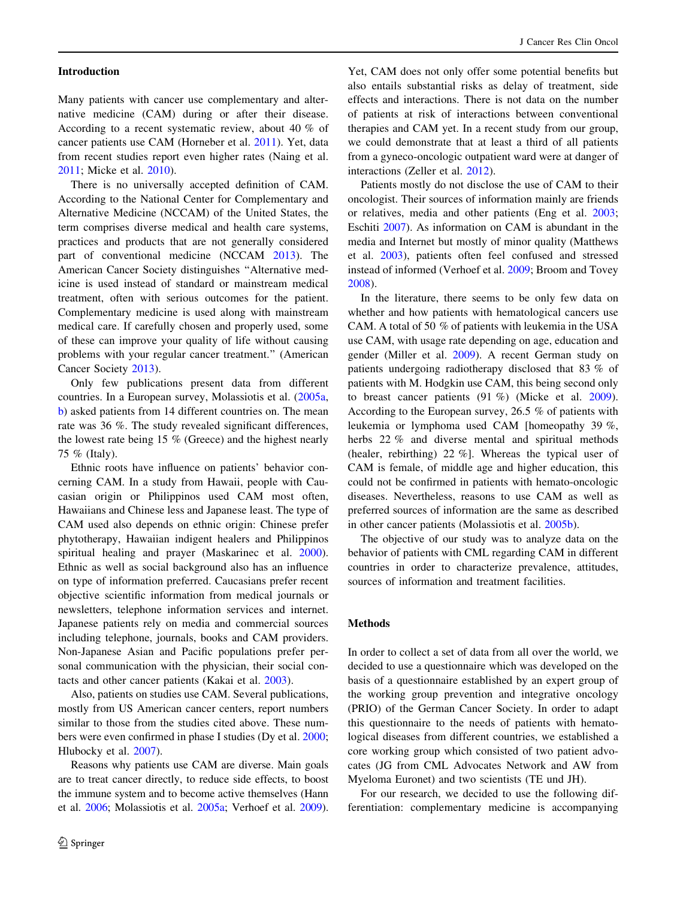## Introduction

Many patients with cancer use complementary and alternative medicine (CAM) during or after their disease. According to a recent systematic review, about 40 % of cancer patients use CAM (Horneber et al. 2011). Yet, data from recent studies report even higher rates (Naing et al. 2011; Micke et al. 2010).

There is no universally accepted definition of CAM. According to the National Center for Complementary and Alternative Medicine (NCCAM) of the United States, the term comprises diverse medical and health care systems, practices and products that are not generally considered part of conventional medicine (NCCAM 2013). The American Cancer Society distinguishes "Alternative medicine is used instead of standard or mainstream medical treatment, often with serious outcomes for the patient. Complementary medicine is used along with mainstream medical care. If carefully chosen and properly used, some of these can improve your quality of life without causing problems with your regular cancer treatment." (American Cancer Society 2013).

Only few publications present data from different countries. In a European survey, Molassiotis et al. (2005a, b) asked patients from 14 different countries on. The mean rate was 36 %. The study revealed significant differences, the lowest rate being 15 % (Greece) and the highest nearly 75 % (Italy).

Ethnic roots have influence on patients' behavior concerning CAM. In a study from Hawaii, people with Caucasian origin or Philippinos used CAM most often, Hawaiians and Chinese less and Japanese least. The type of CAM used also depends on ethnic origin: Chinese prefer phytotherapy, Hawaiian indigent healers and Philippinos spiritual healing and prayer (Maskarinec et al. 2000). Ethnic as well as social background also has an influence on type of information preferred. Caucasians prefer recent objective scientific information from medical journals or newsletters, telephone information services and internet. Japanese patients rely on media and commercial sources including telephone, journals, books and CAM providers. Non-Japanese Asian and Pacific populations prefer personal communication with the physician, their social contacts and other cancer patients (Kakai et al. 2003).

Also, patients on studies use CAM. Several publications, mostly from US American cancer centers, report numbers similar to those from the studies cited above. These numbers were even confirmed in phase I studies (Dy et al. 2000; Hlubocky et al. 2007).

Reasons why patients use CAM are diverse. Main goals are to treat cancer directly, to reduce side effects, to boost the immune system and to become active themselves (Hann et al. 2006; Molassiotis et al. 2005a; Verhoef et al. 2009). Yet, CAM does not only offer some potential benefits but also entails substantial risks as delay of treatment, side effects and interactions. There is not data on the number of patients at risk of interactions between conventional therapies and CAM yet. In a recent study from our group, we could demonstrate that at least a third of all patients from a gyneco-oncologic outpatient ward were at danger of interactions (Zeller et al. 2012).

Patients mostly do not disclose the use of CAM to their oncologist. Their sources of information mainly are friends or relatives, media and other patients (Eng et al. 2003; Eschiti 2007). As information on CAM is abundant in the media and Internet but mostly of minor quality (Matthews et al. 2003), patients often feel confused and stressed instead of informed (Verhoef et al. 2009; Broom and Tovey 2008).

In the literature, there seems to be only few data on whether and how patients with hematological cancers use CAM. A total of 50 % of patients with leukemia in the USA use CAM, with usage rate depending on age, education and gender (Miller et al. 2009). A recent German study on patients undergoing radiotherapy disclosed that 83 % of patients with M. Hodgkin use CAM, this being second only to breast cancer patients (91 %) (Micke et al. 2009). According to the European survey, 26.5 % of patients with leukemia or lymphoma used CAM [homeopathy 39 %, herbs 22 % and diverse mental and spiritual methods (healer, rebirthing) 22 %]. Whereas the typical user of CAM is female, of middle age and higher education, this could not be confirmed in patients with hemato-oncologic diseases. Nevertheless, reasons to use CAM as well as preferred sources of information are the same as described in other cancer patients (Molassiotis et al. 2005b).

The objective of our study was to analyze data on the behavior of patients with CML regarding CAM in different countries in order to characterize prevalence, attitudes, sources of information and treatment facilities.

## Methods

In order to collect a set of data from all over the world, we decided to use a questionnaire which was developed on the basis of a questionnaire established by an expert group of the working group prevention and integrative oncology (PRIO) of the German Cancer Society. In order to adapt this questionnaire to the needs of patients with hematological diseases from different countries, we established a core working group which consisted of two patient advocates (JG from CML Advocates Network and AW from Myeloma Euronet) and two scientists (TE und JH).

For our research, we decided to use the following differentiation: complementary medicine is accompanying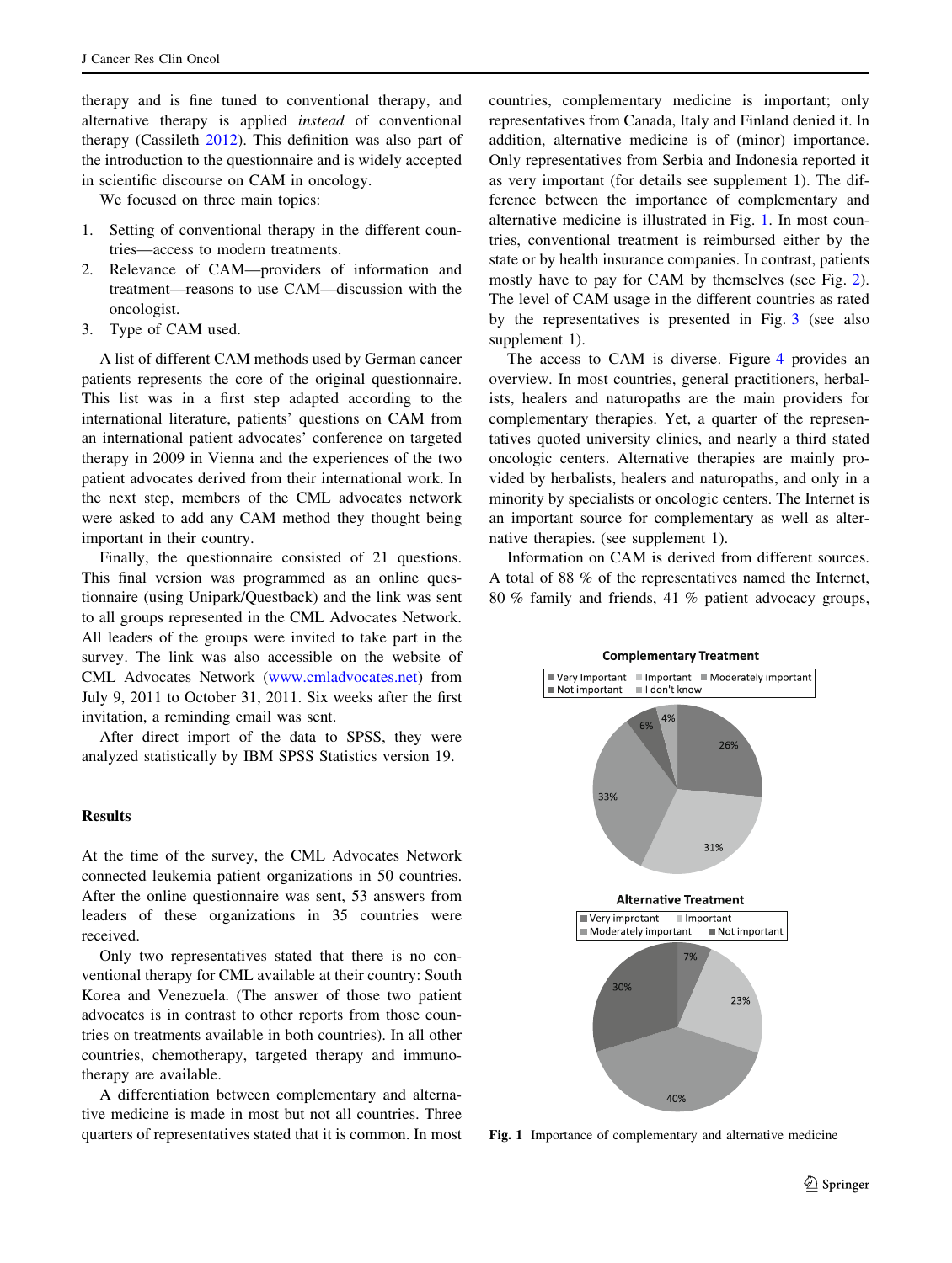therapy and is fine tuned to conventional therapy, and alternative therapy is applied *instead* of conventional therapy (Cassileth 2012). This definition was also part of the introduction to the questionnaire and is widely accepted in scientific discourse on CAM in oncology.

We focused on three main topics:

1. Setting of conventional therapy in the different countries—access to modern treatments.
2. Relevance of CAM—providers of information and treatment—reasons to use CAM—discussion with the oncologist.
3. Type of CAM used.

A list of different CAM methods used by German cancer patients represents the core of the original questionnaire. This list was in a first step adapted according to the international literature, patients' questions on CAM from an international patient advocates' conference on targeted therapy in 2009 in Vienna and the experiences of the two patient advocates derived from their international work. In the next step, members of the CML advocates network were asked to add any CAM method they thought being important in their country.

Finally, the questionnaire consisted of 21 questions. This final version was programmed as an online questionnaire (using Unipark/Questback) and the link was sent to all groups represented in the CML Advocates Network. All leaders of the groups were invited to take part in the survey. The link was also accessible on the website of CML Advocates Network (www.cmladvocates.net) from July 9, 2011 to October 31, 2011. Six weeks after the first invitation, a reminding email was sent.

After direct import of the data to SPSS, they were analyzed statistically by IBM SPSS Statistics version 19.

## Results

At the time of the survey, the CML Advocates Network connected leukemia patient organizations in 50 countries. After the online questionnaire was sent, 53 answers from leaders of these organizations in 35 countries were received.

Only two representatives stated that there is no conventional therapy for CML available at their country: South Korea and Venezuela. (The answer of those two patient advocates is in contrast to other reports from those countries on treatments available in both countries). In all other countries, chemotherapy, targeted therapy and immunotherapy are available.

A differentiation between complementary and alternative medicine is made in most but not all countries. Three quarters of representatives stated that it is common. In most countries, complementary medicine is important; only representatives from Canada, Italy and Finland denied it. In addition, alternative medicine is of (minor) importance. Only representatives from Serbia and Indonesia reported it as very important (for details see supplement 1). The difference between the importance of complementary and alternative medicine is illustrated in Fig. 1. In most countries, conventional treatment is reimbursed either by the state or by health insurance companies. In contrast, patients mostly have to pay for CAM by themselves (see Fig. 2). The level of CAM usage in the different countries as rated by the representatives is presented in Fig. 3 (see also supplement 1).

The access to CAM is diverse. Figure 4 provides an overview. In most countries, general practitioners, herbalists, healers and naturopaths are the main providers for complementary therapies. Yet, a quarter of the representatives quoted university clinics, and nearly a third stated oncologic centers. Alternative therapies are mainly provided by herbalists, healers and naturopaths, and only in a minority by specialists or oncologic centers. The Internet is an important source for complementary as well as alternative therapies. (see supplement 1).

Information on CAM is derived from different sources. A total of 88 % of the representatives named the Internet, 80 % family and friends, 41 % patient advocacy groups,

**Complementary Treatment**

Very Important · Important · Moderately important · Not important · I don't know

26% · 31% · 33% · 6% · 4%

**Alternative Treatment**

Very improtant · Important · Moderately important · Not important

7% · 23% · 40% · 30%

**Fig. 1** Importance of complementary and alternative medicine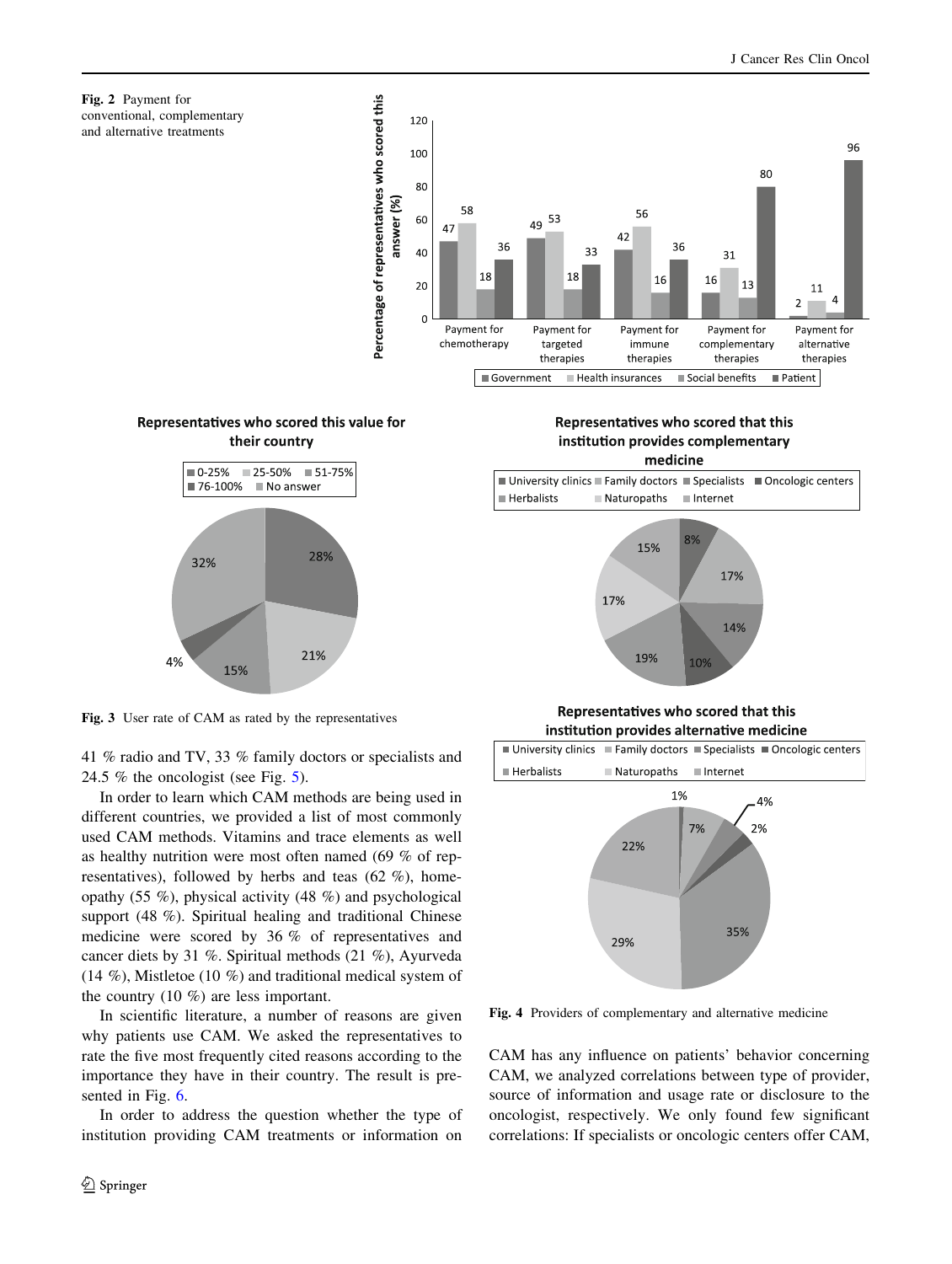Fig. 2 Payment for conventional, complementary and alternative treatments

Fig. 3 User rate of CAM as rated by the representatives

41 % radio and TV, 33 % family doctors or specialists and 24.5 % the oncologist (see Fig. 5).

In order to learn which CAM methods are being used in different countries, we provided a list of most commonly used CAM methods. Vitamins and trace elements as well as healthy nutrition were most often named (69 % of representatives), followed by herbs and teas (62 %), homeopathy (55 %), physical activity (48 %) and psychological support (48 %). Spiritual healing and traditional Chinese medicine were scored by 36 % of representatives and cancer diets by 31 %. Spiritual methods (21 %), Ayurveda (14 %), Mistletoe (10 %) and traditional medical system of the country (10 %) are less important.

In scientific literature, a number of reasons are given why patients use CAM. We asked the representatives to rate the five most frequently cited reasons according to the importance they have in their country. The result is presented in Fig. 6.

In order to address the question whether the type of institution providing CAM treatments or information on CAM has any influence on patients' behavior concerning CAM, we analyzed correlations between type of provider, source of information and usage rate or disclosure to the oncologist, respectively. We only found few significant correlations: If specialists or oncologic centers offer CAM,

Fig. 4 Providers of complementary and alternative medicine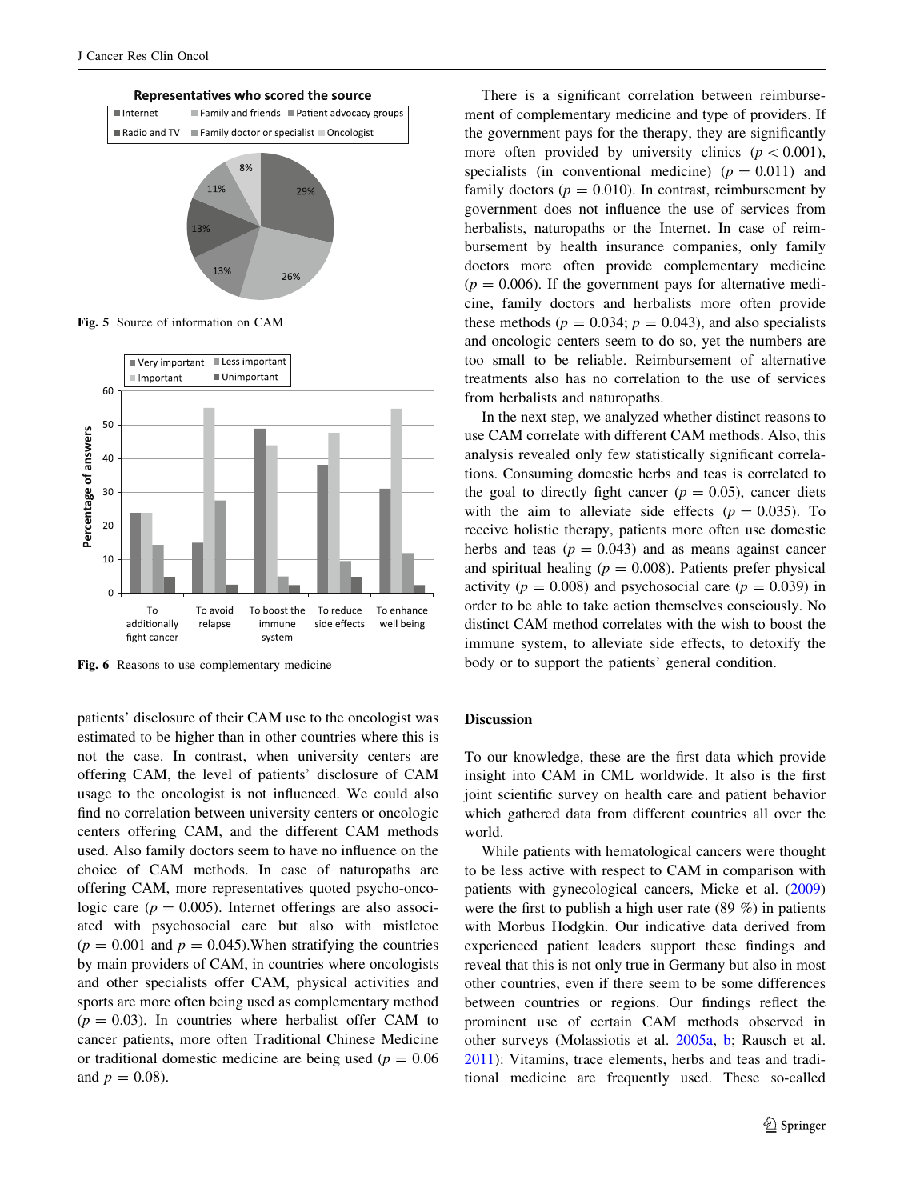Fig. 5 Source of information on CAM

Fig. 6 Reasons to use complementary medicine

patients' disclosure of their CAM use to the oncologist was estimated to be higher than in other countries where this is not the case. In contrast, when university centers are offering CAM, the level of patients' disclosure of CAM usage to the oncologist is not influenced. We could also find no correlation between university centers or oncologic centers offering CAM, and the different CAM methods used. Also family doctors seem to have no influence on the choice of CAM methods. In case of naturopaths are offering CAM, more representatives quoted psycho-oncologic care ($p = 0.005$). Internet offerings are also associated with psychosocial care but also with mistletoe ($p = 0.001$ and $p = 0.045$).When stratifying the countries by main providers of CAM, in countries where oncologists and other specialists offer CAM, physical activities and sports are more often being used as complementary method ($p = 0.03$). In countries where herbalist offer CAM to cancer patients, more often Traditional Chinese Medicine or traditional domestic medicine are being used ($p = 0.06$ and $p = 0.08$).

There is a significant correlation between reimbursement of complementary medicine and type of providers. If the government pays for the therapy, they are significantly more often provided by university clinics ($p < 0.001$), specialists (in conventional medicine) ($p = 0.011$) and family doctors ($p = 0.010$). In contrast, reimbursement by government does not influence the use of services from herbalists, naturopaths or the Internet. In case of reimbursement by health insurance companies, only family doctors more often provide complementary medicine ($p = 0.006$). If the government pays for alternative medicine, family doctors and herbalists more often provide these methods ($p = 0.034$; $p = 0.043$), and also specialists and oncologic centers seem to do so, yet the numbers are too small to be reliable. Reimbursement of alternative treatments also has no correlation to the use of services from herbalists and naturopaths.

In the next step, we analyzed whether distinct reasons to use CAM correlate with different CAM methods. Also, this analysis revealed only few statistically significant correlations. Consuming domestic herbs and teas is correlated to the goal to directly fight cancer ($p = 0.05$), cancer diets with the aim to alleviate side effects ($p = 0.035$). To receive holistic therapy, patients more often use domestic herbs and teas ($p = 0.043$) and as means against cancer and spiritual healing ($p = 0.008$). Patients prefer physical activity ($p = 0.008$) and psychosocial care ($p = 0.039$) in order to be able to take action themselves consciously. No distinct CAM method correlates with the wish to boost the immune system, to alleviate side effects, to detoxify the body or to support the patients' general condition.

## Discussion

To our knowledge, these are the first data which provide insight into CAM in CML worldwide. It also is the first joint scientific survey on health care and patient behavior which gathered data from different countries all over the world.

While patients with hematological cancers were thought to be less active with respect to CAM in comparison with patients with gynecological cancers, Micke et al. (2009) were the first to publish a high user rate (89 %) in patients with Morbus Hodgkin. Our indicative data derived from experienced patient leaders support these findings and reveal that this is not only true in Germany but also in most other countries, even if there seem to be some differences between countries or regions. Our findings reflect the prominent use of certain CAM methods observed in other surveys (Molassiotis et al. 2005a, b; Rausch et al. 2011): Vitamins, trace elements, herbs and teas and traditional medicine are frequently used. These so-called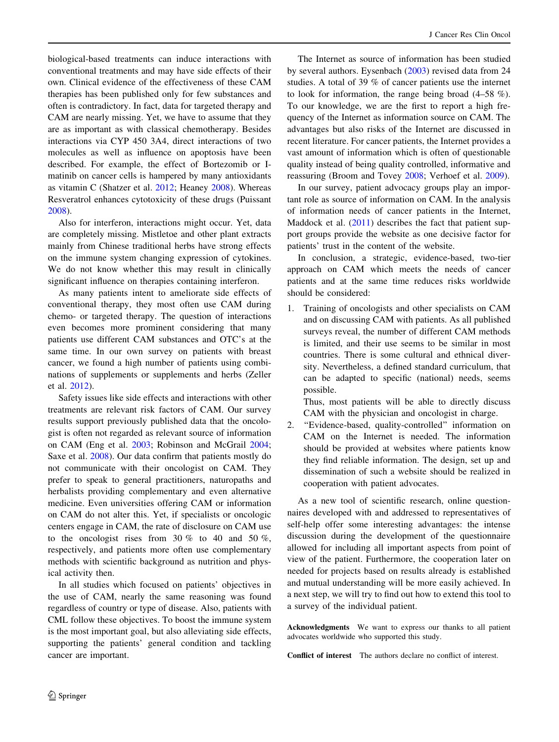biological-based treatments can induce interactions with conventional treatments and may have side effects of their own. Clinical evidence of the effectiveness of these CAM therapies has been published only for few substances and often is contradictory. In fact, data for targeted therapy and CAM are nearly missing. Yet, we have to assume that they are as important as with classical chemotherapy. Besides interactions via CYP 450 3A4, direct interactions of two molecules as well as influence on apoptosis have been described. For example, the effect of Bortezomib or Imatinib on cancer cells is hampered by many antioxidants as vitamin C (Shatzer et al. 2012; Heaney 2008). Whereas Resveratrol enhances cytotoxicity of these drugs (Puissant 2008).

Also for interferon, interactions might occur. Yet, data are completely missing. Mistletoe and other plant extracts mainly from Chinese traditional herbs have strong effects on the immune system changing expression of cytokines. We do not know whether this may result in clinically significant influence on therapies containing interferon.

As many patients intent to ameliorate side effects of conventional therapy, they most often use CAM during chemo- or targeted therapy. The question of interactions even becomes more prominent considering that many patients use different CAM substances and OTC's at the same time. In our own survey on patients with breast cancer, we found a high number of patients using combinations of supplements or supplements and herbs (Zeller et al. 2012).

Safety issues like side effects and interactions with other treatments are relevant risk factors of CAM. Our survey results support previously published data that the oncologist is often not regarded as relevant source of information on CAM (Eng et al. 2003; Robinson and McGrail 2004; Saxe et al. 2008). Our data confirm that patients mostly do not communicate with their oncologist on CAM. They prefer to speak to general practitioners, naturopaths and herbalists providing complementary and even alternative medicine. Even universities offering CAM or information on CAM do not alter this. Yet, if specialists or oncologic centers engage in CAM, the rate of disclosure on CAM use to the oncologist rises from 30 % to 40 and 50 %, respectively, and patients more often use complementary methods with scientific background as nutrition and physical activity then.

In all studies which focused on patients' objectives in the use of CAM, nearly the same reasoning was found regardless of country or type of disease. Also, patients with CML follow these objectives. To boost the immune system is the most important goal, but also alleviating side effects, supporting the patients' general condition and tackling cancer are important.

The Internet as source of information has been studied by several authors. Eysenbach (2003) revised data from 24 studies. A total of 39 % of cancer patients use the internet to look for information, the range being broad (4–58 %). To our knowledge, we are the first to report a high frequency of the Internet as information source on CAM. The advantages but also risks of the Internet are discussed in recent literature. For cancer patients, the Internet provides a vast amount of information which is often of questionable quality instead of being quality controlled, informative and reassuring (Broom and Tovey 2008; Verhoef et al. 2009).

In our survey, patient advocacy groups play an important role as source of information on CAM. In the analysis of information needs of cancer patients in the Internet, Maddock et al. (2011) describes the fact that patient support groups provide the website as one decisive factor for patients' trust in the content of the website.

In conclusion, a strategic, evidence-based, two-tier approach on CAM which meets the needs of cancer patients and at the same time reduces risks worldwide should be considered:

1. Training of oncologists and other specialists on CAM and on discussing CAM with patients. As all published surveys reveal, the number of different CAM methods is limited, and their use seems to be similar in most countries. There is some cultural and ethnical diversity. Nevertheless, a defined standard curriculum, that can be adapted to specific (national) needs, seems possible.

   Thus, most patients will be able to directly discuss CAM with the physician and oncologist in charge.
2. "Evidence-based, quality-controlled" information on CAM on the Internet is needed. The information should be provided at websites where patients know they find reliable information. The design, set up and dissemination of such a website should be realized in cooperation with patient advocates.

As a new tool of scientific research, online questionnaires developed with and addressed to representatives of self-help offer some interesting advantages: the intense discussion during the development of the questionnaire allowed for including all important aspects from point of view of the patient. Furthermore, the cooperation later on needed for projects based on results already is established and mutual understanding will be more easily achieved. In a next step, we will try to find out how to extend this tool to a survey of the individual patient.

**Acknowledgments** We want to express our thanks to all patient advocates worldwide who supported this study.

**Conflict of interest** The authors declare no conflict of interest.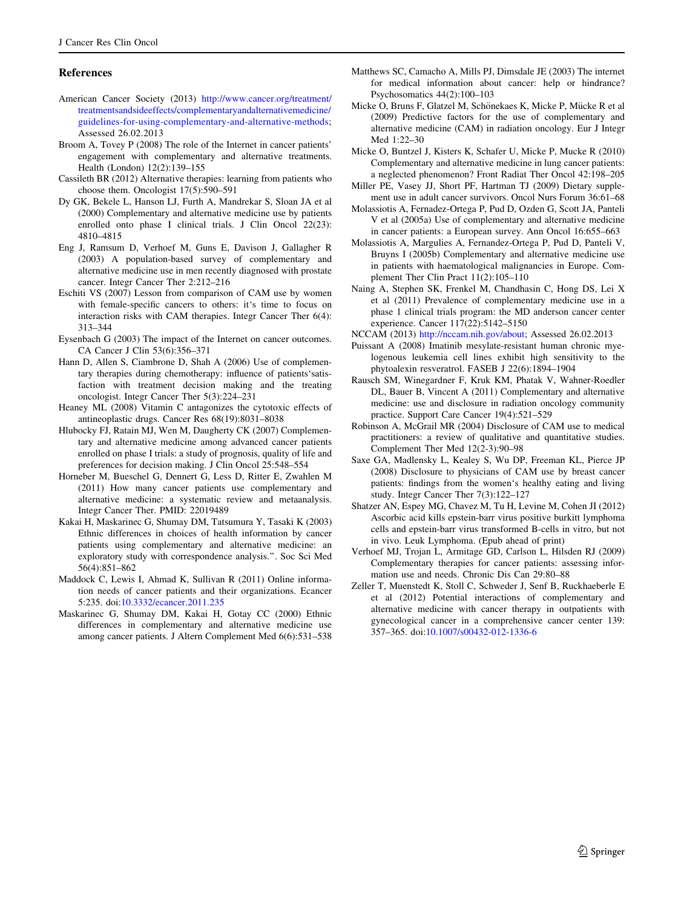## References

American Cancer Society (2013) http://www.cancer.org/treatment/treatmentsandsideeffects/complementaryandalternativemedicine/guidelines-for-using-complementary-and-alternative-methods; Assessed 26.02.2013

Broom A, Tovey P (2008) The role of the Internet in cancer patients' engagement with complementary and alternative treatments. Health (London) 12(2):139–155

Cassileth BR (2012) Alternative therapies: learning from patients who choose them. Oncologist 17(5):590–591

Dy GK, Bekele L, Hanson LJ, Furth A, Mandrekar S, Sloan JA et al (2000) Complementary and alternative medicine use by patients enrolled onto phase I clinical trials. J Clin Oncol 22(23): 4810–4815

Eng J, Ramsum D, Verhoef M, Guns E, Davison J, Gallagher R (2003) A population-based survey of complementary and alternative medicine use in men recently diagnosed with prostate cancer. Integr Cancer Ther 2:212–216

Eschiti VS (2007) Lesson from comparison of CAM use by women with female-specific cancers to others: it's time to focus on interaction risks with CAM therapies. Integr Cancer Ther 6(4): 313–344

Eysenbach G (2003) The impact of the Internet on cancer outcomes. CA Cancer J Clin 53(6):356–371

Hann D, Allen S, Ciambrone D, Shah A (2006) Use of complementary therapies during chemotherapy: influence of patients'satisfaction with treatment decision making and the treating oncologist. Integr Cancer Ther 5(3):224–231

Heaney ML (2008) Vitamin C antagonizes the cytotoxic effects of antineoplastic drugs. Cancer Res 68(19):8031–8038

Hlubocky FJ, Ratain MJ, Wen M, Daugherty CK (2007) Complementary and alternative medicine among advanced cancer patients enrolled on phase I trials: a study of prognosis, quality of life and preferences for decision making. J Clin Oncol 25:548–554

Horneber M, Bueschel G, Dennert G, Less D, Ritter E, Zwahlen M (2011) How many cancer patients use complementary and alternative medicine: a systematic review and metaanalysis. Integr Cancer Ther. PMID: 22019489

Kakai H, Maskarinec G, Shumay DM, Tatsumura Y, Tasaki K (2003) Ethnic differences in choices of health information by cancer patients using complementary and alternative medicine: an exploratory study with correspondence analysis.". Soc Sci Med 56(4):851–862

Maddock C, Lewis I, Ahmad K, Sullivan R (2011) Online information needs of cancer patients and their organizations. Ecancer 5:235. doi:10.3332/ecancer.2011.235

Maskarinec G, Shumay DM, Kakai H, Gotay CC (2000) Ethnic differences in complementary and alternative medicine use among cancer patients. J Altern Complement Med 6(6):531–538

Matthews SC, Camacho A, Mills PJ, Dimsdale JE (2003) The internet for medical information about cancer: help or hindrance? Psychosomatics 44(2):100–103

Micke O, Bruns F, Glatzel M, Schönekaes K, Micke P, Mücke R et al (2009) Predictive factors for the use of complementary and alternative medicine (CAM) in radiation oncology. Eur J Integr Med 1:22–30

Micke O, Buntzel J, Kisters K, Schafer U, Micke P, Mucke R (2010) Complementary and alternative medicine in lung cancer patients: a neglected phenomenon? Front Radiat Ther Oncol 42:198–205

Miller PE, Vasey JJ, Short PF, Hartman TJ (2009) Dietary supplement use in adult cancer survivors. Oncol Nurs Forum 36:61–68

Molassiotis A, Fernadez-Ortega P, Pud D, Ozden G, Scott JA, Panteli V et al (2005a) Use of complementary and alternative medicine in cancer patients: a European survey. Ann Oncol 16:655–663

Molassiotis A, Margulies A, Fernandez-Ortega P, Pud D, Panteli V, Bruyns I (2005b) Complementary and alternative medicine use in patients with haematological malignancies in Europe. Complement Ther Clin Pract 11(2):105–110

Naing A, Stephen SK, Frenkel M, Chandhasin C, Hong DS, Lei X et al (2011) Prevalence of complementary medicine use in a phase 1 clinical trials program: the MD anderson cancer center experience. Cancer 117(22):5142–5150

NCCAM (2013) http://nccam.nih.gov/about; Assessed 26.02.2013

Puissant A (2008) Imatinib mesylate-resistant human chronic myelogenous leukemia cell lines exhibit high sensitivity to the phytoalexin resveratrol. FASEB J 22(6):1894–1904

Rausch SM, Winegardner F, Kruk KM, Phatak V, Wahner-Roedler DL, Bauer B, Vincent A (2011) Complementary and alternative medicine: use and disclosure in radiation oncology community practice. Support Care Cancer 19(4):521–529

Robinson A, McGrail MR (2004) Disclosure of CAM use to medical practitioners: a review of qualitative and quantitative studies. Complement Ther Med 12(2-3):90–98

Saxe GA, Madlensky L, Kealey S, Wu DP, Freeman KL, Pierce JP (2008) Disclosure to physicians of CAM use by breast cancer patients: findings from the women's healthy eating and living study. Integr Cancer Ther 7(3):122–127

Shatzer AN, Espey MG, Chavez M, Tu H, Levine M, Cohen JI (2012) Ascorbic acid kills epstein-barr virus positive burkitt lymphoma cells and epstein-barr virus transformed B-cells in vitro, but not in vivo. Leuk Lymphoma. (Epub ahead of print)

Verhoef MJ, Trojan L, Armitage GD, Carlson L, Hilsden RJ (2009) Complementary therapies for cancer patients: assessing information use and needs. Chronic Dis Can 29:80–88

Zeller T, Muenstedt K, Stoll C, Schweder J, Senf B, Ruckhaeberle E et al (2012) Potential interactions of complementary and alternative medicine with cancer therapy in outpatients with gynecological cancer in a comprehensive cancer center 139: 357–365. doi:10.1007/s00432-012-1336-6